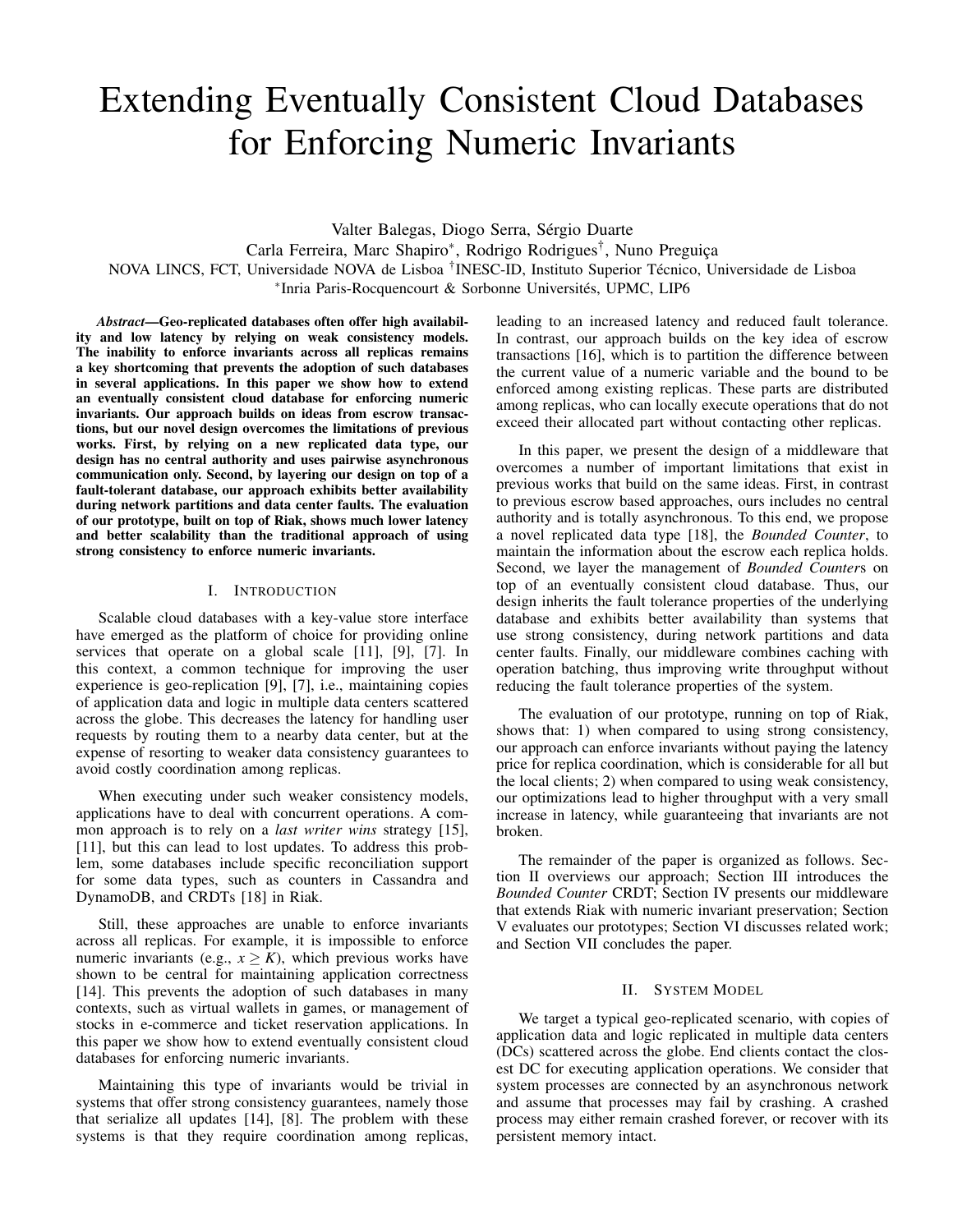# Extending Eventually Consistent Cloud Databases for Enforcing Numeric Invariants

Valter Balegas, Diogo Serra, Sérgio Duarte
Carla Ferreira, Marc Shapiro*, Rodrigo Rodrigues†, Nuno Preguiça
NOVA LINCS, FCT, Universidade NOVA de Lisboa †INESC-ID, Instituto Superior Técnico, Universidade de Lisboa
*Inria Paris-Rocquencourt & Sorbonne Universités, UPMC, LIP6

***Abstract*—Geo-replicated databases often offer high availability and low latency by relying on weak consistency models. The inability to enforce invariants across all replicas remains a key shortcoming that prevents the adoption of such databases in several applications. In this paper we show how to extend an eventually consistent cloud database for enforcing numeric invariants. Our approach builds on ideas from escrow transactions, but our novel design overcomes the limitations of previous works. First, by relying on a new replicated data type, our design has no central authority and uses pairwise asynchronous communication only. Second, by layering our design on top of a fault-tolerant database, our approach exhibits better availability during network partitions and data center faults. The evaluation of our prototype, built on top of Riak, shows much lower latency and better scalability than the traditional approach of using strong consistency to enforce numeric invariants.**

## I. Introduction

Scalable cloud databases with a key-value store interface have emerged as the platform of choice for providing online services that operate on a global scale [11], [9], [7]. In this context, a common technique for improving the user experience is geo-replication [9], [7], i.e., maintaining copies of application data and logic in multiple data centers scattered across the globe. This decreases the latency for handling user requests by routing them to a nearby data center, but at the expense of resorting to weaker data consistency guarantees to avoid costly coordination among replicas.

When executing under such weaker consistency models, applications have to deal with concurrent operations. A common approach is to rely on a *last writer wins* strategy [15], [11], but this can lead to lost updates. To address this problem, some databases include specific reconciliation support for some data types, such as counters in Cassandra and DynamoDB, and CRDTs [18] in Riak.

Still, these approaches are unable to enforce invariants across all replicas. For example, it is impossible to enforce numeric invariants (e.g., $x \geq K$), which previous works have shown to be central for maintaining application correctness [14]. This prevents the adoption of such databases in many contexts, such as virtual wallets in games, or management of stocks in e-commerce and ticket reservation applications. In this paper we show how to extend eventually consistent cloud databases for enforcing numeric invariants.

Maintaining this type of invariants would be trivial in systems that offer strong consistency guarantees, namely those that serialize all updates [14], [8]. The problem with these systems is that they require coordination among replicas, leading to an increased latency and reduced fault tolerance. In contrast, our approach builds on the key idea of escrow transactions [16], which is to partition the difference between the current value of a numeric variable and the bound to be enforced among existing replicas. These parts are distributed among replicas, who can locally execute operations that do not exceed their allocated part without contacting other replicas.

In this paper, we present the design of a middleware that overcomes a number of important limitations that exist in previous works that build on the same ideas. First, in contrast to previous escrow based approaches, ours includes no central authority and is totally asynchronous. To this end, we propose a novel replicated data type [18], the *Bounded Counter*, to maintain the information about the escrow each replica holds. Second, we layer the management of *Bounded Counter*s on top of an eventually consistent cloud database. Thus, our design inherits the fault tolerance properties of the underlying database and exhibits better availability than systems that use strong consistency, during network partitions and data center faults. Finally, our middleware combines caching with operation batching, thus improving write throughput without reducing the fault tolerance properties of the system.

The evaluation of our prototype, running on top of Riak, shows that: 1) when compared to using strong consistency, our approach can enforce invariants without paying the latency price for replica coordination, which is considerable for all but the local clients; 2) when compared to using weak consistency, our optimizations lead to higher throughput with a very small increase in latency, while guaranteeing that invariants are not broken.

The remainder of the paper is organized as follows. Section II overviews our approach; Section III introduces the *Bounded Counter* CRDT; Section IV presents our middleware that extends Riak with numeric invariant preservation; Section V evaluates our prototypes; Section VI discusses related work; and Section VII concludes the paper.

## II. System Model

We target a typical geo-replicated scenario, with copies of application data and logic replicated in multiple data centers (DCs) scattered across the globe. End clients contact the closest DC for executing application operations. We consider that system processes are connected by an asynchronous network and assume that processes may fail by crashing. A crashed process may either remain crashed forever, or recover with its persistent memory intact.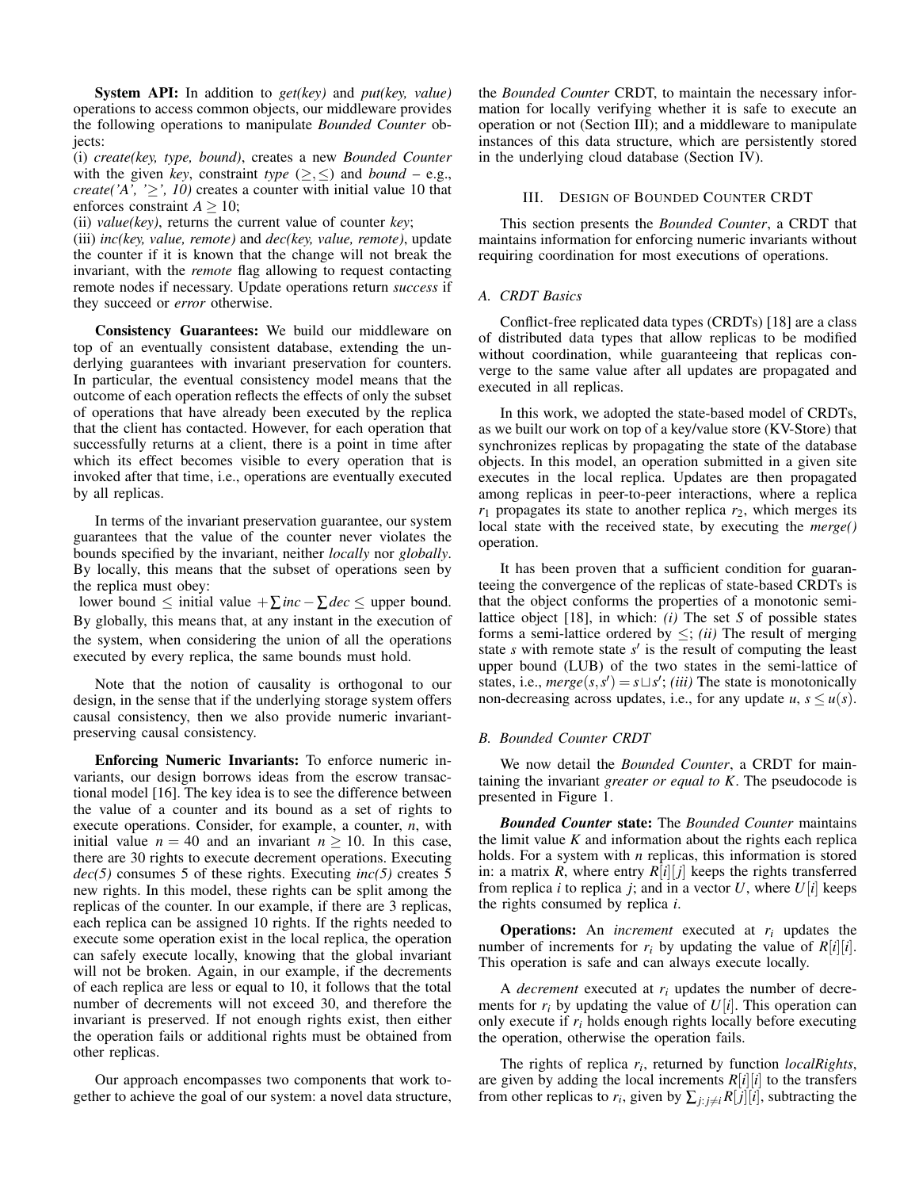**System API:** In addition to *get(key)* and *put(key, value)* operations to access common objects, our middleware provides the following operations to manipulate *Bounded Counter* objects:

(i) *create(key, type, bound)*, creates a new *Bounded Counter* with the given *key*, constraint *type* ($\geq, \leq$) and *bound* – e.g., *create('A', '≥', 10)* creates a counter with initial value 10 that enforces constraint $A \geq 10$;

(ii) *value(key)*, returns the current value of counter *key*;

(iii) *inc(key, value, remote)* and *dec(key, value, remote)*, update the counter if it is known that the change will not break the invariant, with the *remote* flag allowing to request contacting remote nodes if necessary. Update operations return *success* if they succeed or *error* otherwise.

**Consistency Guarantees:** We build our middleware on top of an eventually consistent database, extending the underlying guarantees with invariant preservation for counters. In particular, the eventual consistency model means that the outcome of each operation reflects the effects of only the subset of operations that have already been executed by the replica that the client has contacted. However, for each operation that successfully returns at a client, there is a point in time after which its effect becomes visible to every operation that is invoked after that time, i.e., operations are eventually executed by all replicas.

In terms of the invariant preservation guarantee, our system guarantees that the value of the counter never violates the bounds specified by the invariant, neither *locally* nor *globally*. By locally, this means that the subset of operations seen by the replica must obey:

lower bound $\leq$ initial value $+ \sum inc - \sum dec \leq$ upper bound.

By globally, this means that, at any instant in the execution of the system, when considering the union of all the operations executed by every replica, the same bounds must hold.

Note that the notion of causality is orthogonal to our design, in the sense that if the underlying storage system offers causal consistency, then we also provide numeric invariant-preserving causal consistency.

**Enforcing Numeric Invariants:** To enforce numeric invariants, our design borrows ideas from the escrow transactional model [16]. The key idea is to see the difference between the value of a counter and its bound as a set of rights to execute operations. Consider, for example, a counter, $n$, with initial value $n = 40$ and an invariant $n \geq 10$. In this case, there are 30 rights to execute decrement operations. Executing *dec(5)* consumes 5 of these rights. Executing *inc(5)* creates 5 new rights. In this model, these rights can be split among the replicas of the counter. In our example, if there are 3 replicas, each replica can be assigned 10 rights. If the rights needed to execute some operation exist in the local replica, the operation can safely execute locally, knowing that the global invariant will not be broken. Again, in our example, if the decrements of each replica are less or equal to 10, it follows that the total number of decrements will not exceed 30, and therefore the invariant is preserved. If not enough rights exist, then either the operation fails or additional rights must be obtained from other replicas.

Our approach encompasses two components that work together to achieve the goal of our system: a novel data structure, the *Bounded Counter* CRDT, to maintain the necessary information for locally verifying whether it is safe to execute an operation or not (Section III); and a middleware to manipulate instances of this data structure, which are persistently stored in the underlying cloud database (Section IV).

## III. Design of Bounded Counter CRDT

This section presents the *Bounded Counter*, a CRDT that maintains information for enforcing numeric invariants without requiring coordination for most executions of operations.

### A. CRDT Basics

Conflict-free replicated data types (CRDTs) [18] are a class of distributed data types that allow replicas to be modified without coordination, while guaranteeing that replicas converge to the same value after all updates are propagated and executed in all replicas.

In this work, we adopted the state-based model of CRDTs, as we built our work on top of a key/value store (KV-Store) that synchronizes replicas by propagating the state of the database objects. In this model, an operation submitted in a given site executes in the local replica. Updates are then propagated among replicas in peer-to-peer interactions, where a replica $r_1$ propagates its state to another replica $r_2$, which merges its local state with the received state, by executing the *merge()* operation.

It has been proven that a sufficient condition for guaranteeing the convergence of the replicas of state-based CRDTs is that the object conforms the properties of a monotonic semi-lattice object [18], in which: *(i)* The set $S$ of possible states forms a semi-lattice ordered by $\leq$; *(ii)* The result of merging state $s$ with remote state $s'$ is the result of computing the least upper bound (LUB) of the two states in the semi-lattice of states, i.e., $merge(s, s') = s \sqcup s'$; *(iii)* The state is monotonically non-decreasing across updates, i.e., for any update $u$, $s \leq u(s)$.

### B. Bounded Counter CRDT

We now detail the *Bounded Counter*, a CRDT for maintaining the invariant *greater or equal to K*. The pseudocode is presented in Figure 1.

***Bounded Counter* state:** The *Bounded Counter* maintains the limit value $K$ and information about the rights each replica holds. For a system with $n$ replicas, this information is stored in: a matrix $R$, where entry $R[i][j]$ keeps the rights transferred from replica $i$ to replica $j$; and in a vector $U$, where $U[i]$ keeps the rights consumed by replica $i$.

**Operations:** An *increment* executed at $r_i$ updates the number of increments for $r_i$ by updating the value of $R[i][i]$. This operation is safe and can always execute locally.

A *decrement* executed at $r_i$ updates the number of decrements for $r_i$ by updating the value of $U[i]$. This operation can only execute if $r_i$ holds enough rights locally before executing the operation, otherwise the operation fails.

The rights of replica $r_i$, returned by function *localRights*, are given by adding the local increments $R[i][i]$ to the transfers from other replicas to $r_i$, given by $\sum_{j:j \neq i} R[j][i]$, subtracting the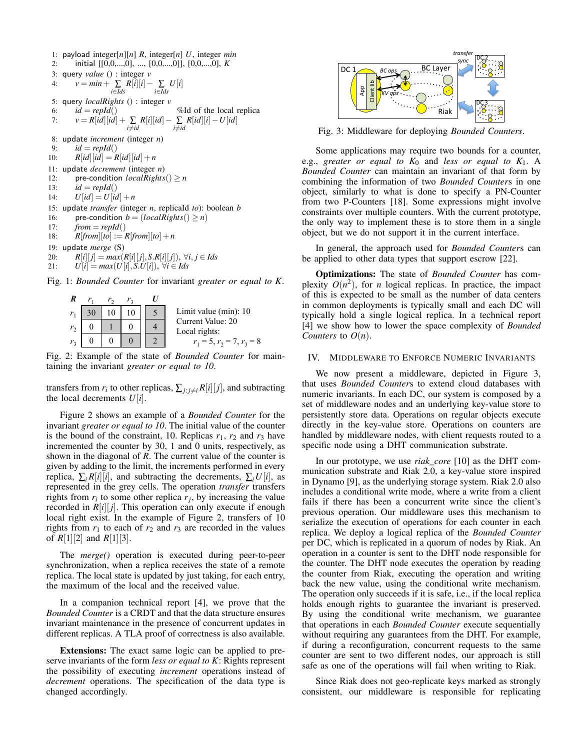```
1: payload integer[n][n] R, integer[n] U, integer min
2:     initial [[0,0,...,0], ..., [0,0,...,0]], [0,0,...,0], K
3: query value () : integer v
4:     v = min + Σ_{i∈Ids} R[i][i] − Σ_{i∈Ids} U[i]
5: query localRights () : integer v
6:     id = repId()                          %Id of the local replica
7:     v = R[id][id] + Σ_{i≠id} R[i][id] − Σ_{i≠id} R[id][i] − U[id]
8: update increment (integer n)
9:     id = repId()
10:    R[id][id] = R[id][id] + n
11: update decrement (integer n)
12:    pre-condition localRights() ≥ n
13:    id = repId()
14:    U[id] = U[id] + n
15: update transfer (integer n, replicaId to): boolean b
16:    pre-condition b = (localRights() ≥ n)
17:    from = repId()
18:    R[from][to] := R[from][to] + n
19: update merge (S)
20:    R[i][j] = max(R[i][j], S.R[i][j]), ∀i, j ∈ Ids
21:    U[i] = max(U[i], S.U[i]), ∀i ∈ Ids
```

Fig. 1: *Bounded Counter* for invariant *greater or equal to K*.

| **R** | $r_1$ | $r_2$ | $r_3$ | **U** |
|---|---|---|---|---|
| $r_1$ | 30 | 10 | 10 | 5 |
| $r_2$ | 0 | 1 | 0 | 4 |
| $r_3$ | 0 | 0 | 0 | 2 |

Limit value (min): 10
Current Value: 20
Local rights:
$r_1 = 5, r_2 = 7, r_3 = 8$

Fig. 2: Example of the state of *Bounded Counter* for maintaining the invariant *greater or equal to 10*.

transfers from $r_i$ to other replicas, $\sum_{j:j\neq i} R[i][j]$, and subtracting the local decrements $U[i]$.

Figure 2 shows an example of a *Bounded Counter* for the invariant *greater or equal to 10*. The initial value of the counter is the bound of the constraint, 10. Replicas $r_1$, $r_2$ and $r_3$ have incremented the counter by 30, 1 and 0 units, respectively, as shown in the diagonal of $R$. The current value of the counter is given by adding to the limit, the increments performed in every replica, $\sum_i R[i][i]$, and subtracting the decrements, $\sum_i U[i]$, as represented in the grey cells. The operation *transfer* transfers rights from $r_i$ to some other replica $r_j$, by increasing the value recorded in $R[i][j]$. This operation can only execute if enough local right exist. In the example of Figure 2, transfers of 10 rights from $r_1$ to each of $r_2$ and $r_3$ are recorded in the values of $R[1][2]$ and $R[1][3]$.

The *merge()* operation is executed during peer-to-peer synchronization, when a replica receives the state of a remote replica. The local state is updated by just taking, for each entry, the maximum of the local and the received value.

In a companion technical report [4], we prove that the *Bounded Counter* is a CRDT and that the data structure ensures invariant maintenance in the presence of concurrent updates in different replicas. A TLA proof of correctness is also available.

**Extensions:** The exact same logic can be applied to preserve invariants of the form *less or equal to K*: Rights represent the possibility of executing *increment* operations instead of *decrement* operations. The specification of the data type is changed accordingly.

Fig. 3: Middleware for deploying *Bounded Counters*.

Some applications may require two bounds for a counter, e.g., *greater or equal to* $K_0$ and *less or equal to* $K_1$. A *Bounded Counter* can maintain an invariant of that form by combining the information of two *Bounded Counter*s in one object, similarly to what is done to specify a PN-Counter from two P-Counters [18]. Some expressions might involve constraints over multiple counters. With the current prototype, the only way to implement these is to store them in a single object, but we do not support it in the current interface.

In general, the approach used for *Bounded Counter*s can be applied to other data types that support escrow [22].

**Optimizations:** The state of *Bounded Counter* has complexity $O(n^2)$, for $n$ logical replicas. In practice, the impact of this is expected to be small as the number of data centers in common deployments is typically small and each DC will typically hold a single logical replica. In a technical report [4] we show how to lower the space complexity of *Bounded Counters* to $O(n)$.

## IV. Middleware to Enforce Numeric Invariants

We now present a middleware, depicted in Figure 3, that uses *Bounded Counter*s to extend cloud databases with numeric invariants. In each DC, our system is composed by a set of middleware nodes and an underlying key-value store to persistently store data. Operations on regular objects execute directly in the key-value store. Operations on counters are handled by middleware nodes, with client requests routed to a specific node using a DHT communication substrate.

In our prototype, we use *riak_core* [10] as the DHT communication substrate and Riak 2.0, a key-value store inspired in Dynamo [9], as the underlying storage system. Riak 2.0 also includes a conditional write mode, where a write from a client fails if there has been a concurrent write since the client's previous operation. Our middleware uses this mechanism to serialize the execution of operations for each counter in each replica. We deploy a logical replica of the *Bounded Counter* per DC, which is replicated in a quorum of nodes by Riak. An operation in a counter is sent to the DHT node responsible for the counter. The DHT node executes the operation by reading the counter from Riak, executing the operation and writing back the new value, using the conditional write mechanism. The operation only succeeds if it is safe, i.e., if the local replica holds enough rights to guarantee the invariant is preserved. By using the conditional write mechanism, we guarantee that operations in each *Bounded Counter* execute sequentially without requiring any guarantees from the DHT. For example, if during a reconfiguration, concurrent requests to the same counter are sent to two different nodes, our approach is still safe as one of the operations will fail when writing to Riak.

Since Riak does not geo-replicate keys marked as strongly consistent, our middleware is responsible for replicating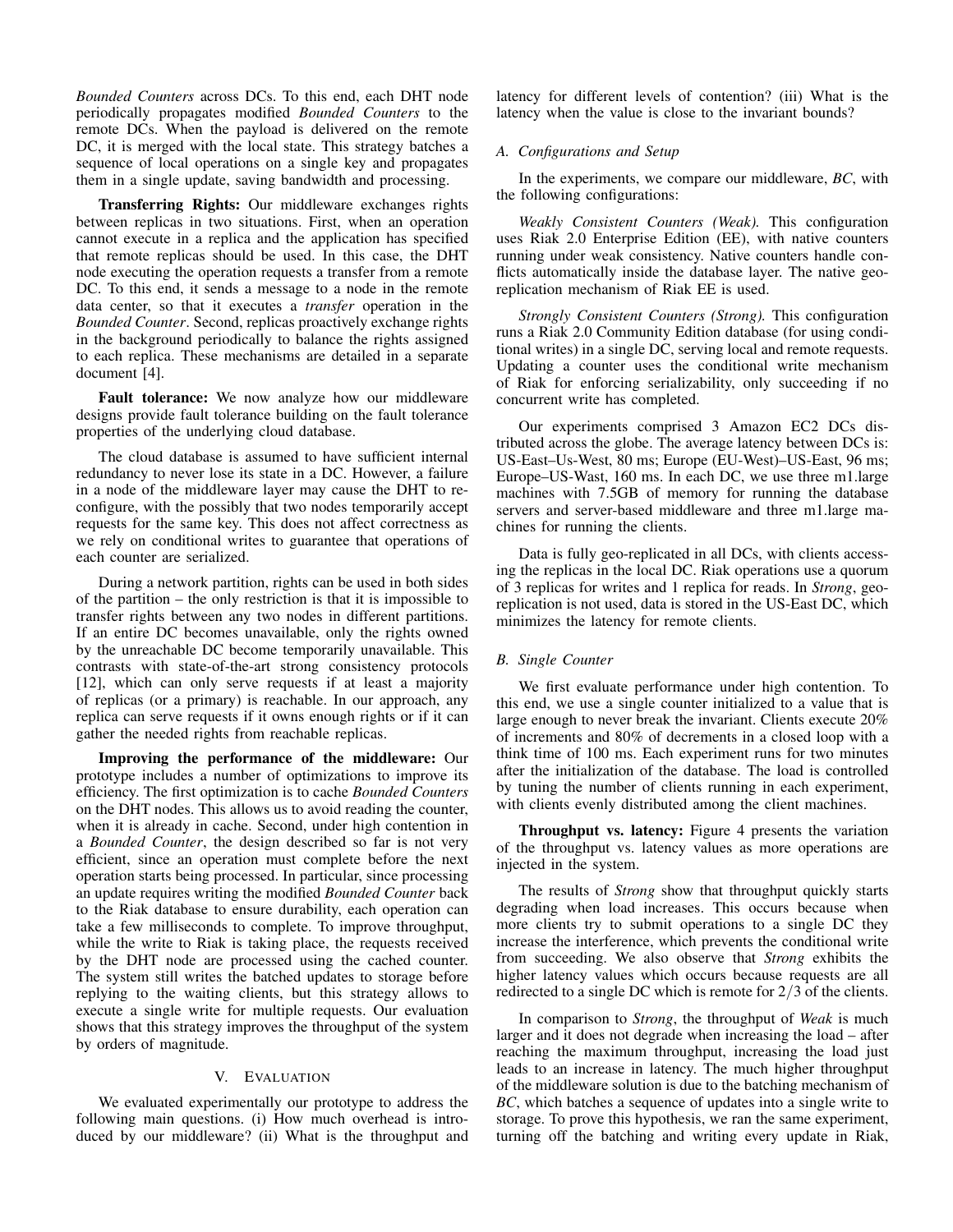*Bounded Counters* across DCs. To this end, each DHT node periodically propagates modified *Bounded Counters* to the remote DCs. When the payload is delivered on the remote DC, it is merged with the local state. This strategy batches a sequence of local operations on a single key and propagates them in a single update, saving bandwidth and processing.

**Transferring Rights:** Our middleware exchanges rights between replicas in two situations. First, when an operation cannot execute in a replica and the application has specified that remote replicas should be used. In this case, the DHT node executing the operation requests a transfer from a remote DC. To this end, it sends a message to a node in the remote data center, so that it executes a *transfer* operation in the *Bounded Counter*. Second, replicas proactively exchange rights in the background periodically to balance the rights assigned to each replica. These mechanisms are detailed in a separate document [4].

**Fault tolerance:** We now analyze how our middleware designs provide fault tolerance building on the fault tolerance properties of the underlying cloud database.

The cloud database is assumed to have sufficient internal redundancy to never lose its state in a DC. However, a failure in a node of the middleware layer may cause the DHT to reconfigure, with the possibly that two nodes temporarily accept requests for the same key. This does not affect correctness as we rely on conditional writes to guarantee that operations of each counter are serialized.

During a network partition, rights can be used in both sides of the partition – the only restriction is that it is impossible to transfer rights between any two nodes in different partitions. If an entire DC becomes unavailable, only the rights owned by the unreachable DC become temporarily unavailable. This contrasts with state-of-the-art strong consistency protocols [12], which can only serve requests if at least a majority of replicas (or a primary) is reachable. In our approach, any replica can serve requests if it owns enough rights or if it can gather the needed rights from reachable replicas.

**Improving the performance of the middleware:** Our prototype includes a number of optimizations to improve its efficiency. The first optimization is to cache *Bounded Counters* on the DHT nodes. This allows us to avoid reading the counter, when it is already in cache. Second, under high contention in a *Bounded Counter*, the design described so far is not very efficient, since an operation must complete before the next operation starts being processed. In particular, since processing an update requires writing the modified *Bounded Counter* back to the Riak database to ensure durability, each operation can take a few milliseconds to complete. To improve throughput, while the write to Riak is taking place, the requests received by the DHT node are processed using the cached counter. The system still writes the batched updates to storage before replying to the waiting clients, but this strategy allows to execute a single write for multiple requests. Our evaluation shows that this strategy improves the throughput of the system by orders of magnitude.

## V. Evaluation

We evaluated experimentally our prototype to address the following main questions. (i) How much overhead is introduced by our middleware? (ii) What is the throughput and latency for different levels of contention? (iii) What is the latency when the value is close to the invariant bounds?

### A. Configurations and Setup

In the experiments, we compare our middleware, *BC*, with the following configurations:

*Weakly Consistent Counters (Weak).* This configuration uses Riak 2.0 Enterprise Edition (EE), with native counters running under weak consistency. Native counters handle conflicts automatically inside the database layer. The native geo-replication mechanism of Riak EE is used.

*Strongly Consistent Counters (Strong).* This configuration runs a Riak 2.0 Community Edition database (for using conditional writes) in a single DC, serving local and remote requests. Updating a counter uses the conditional write mechanism of Riak for enforcing serializability, only succeeding if no concurrent write has completed.

Our experiments comprised 3 Amazon EC2 DCs distributed across the globe. The average latency between DCs is: US-East–Us-West, 80 ms; Europe (EU-West)–US-East, 96 ms; Europe–US-Wast, 160 ms. In each DC, we use three m1.large machines with 7.5GB of memory for running the database servers and server-based middleware and three m1.large machines for running the clients.

Data is fully geo-replicated in all DCs, with clients accessing the replicas in the local DC. Riak operations use a quorum of 3 replicas for writes and 1 replica for reads. In *Strong*, geo-replication is not used, data is stored in the US-East DC, which minimizes the latency for remote clients.

### B. Single Counter

We first evaluate performance under high contention. To this end, we use a single counter initialized to a value that is large enough to never break the invariant. Clients execute 20% of increments and 80% of decrements in a closed loop with a think time of 100 ms. Each experiment runs for two minutes after the initialization of the database. The load is controlled by tuning the number of clients running in each experiment, with clients evenly distributed among the client machines.

**Throughput vs. latency:** Figure 4 presents the variation of the throughput vs. latency values as more operations are injected in the system.

The results of *Strong* show that throughput quickly starts degrading when load increases. This occurs because when more clients try to submit operations to a single DC they increase the interference, which prevents the conditional write from succeeding. We also observe that *Strong* exhibits the higher latency values which occurs because requests are all redirected to a single DC which is remote for $2/3$ of the clients.

In comparison to *Strong*, the throughput of *Weak* is much larger and it does not degrade when increasing the load – after reaching the maximum throughput, increasing the load just leads to an increase in latency. The much higher throughput of the middleware solution is due to the batching mechanism of *BC*, which batches a sequence of updates into a single write to storage. To prove this hypothesis, we ran the same experiment, turning off the batching and writing every update in Riak,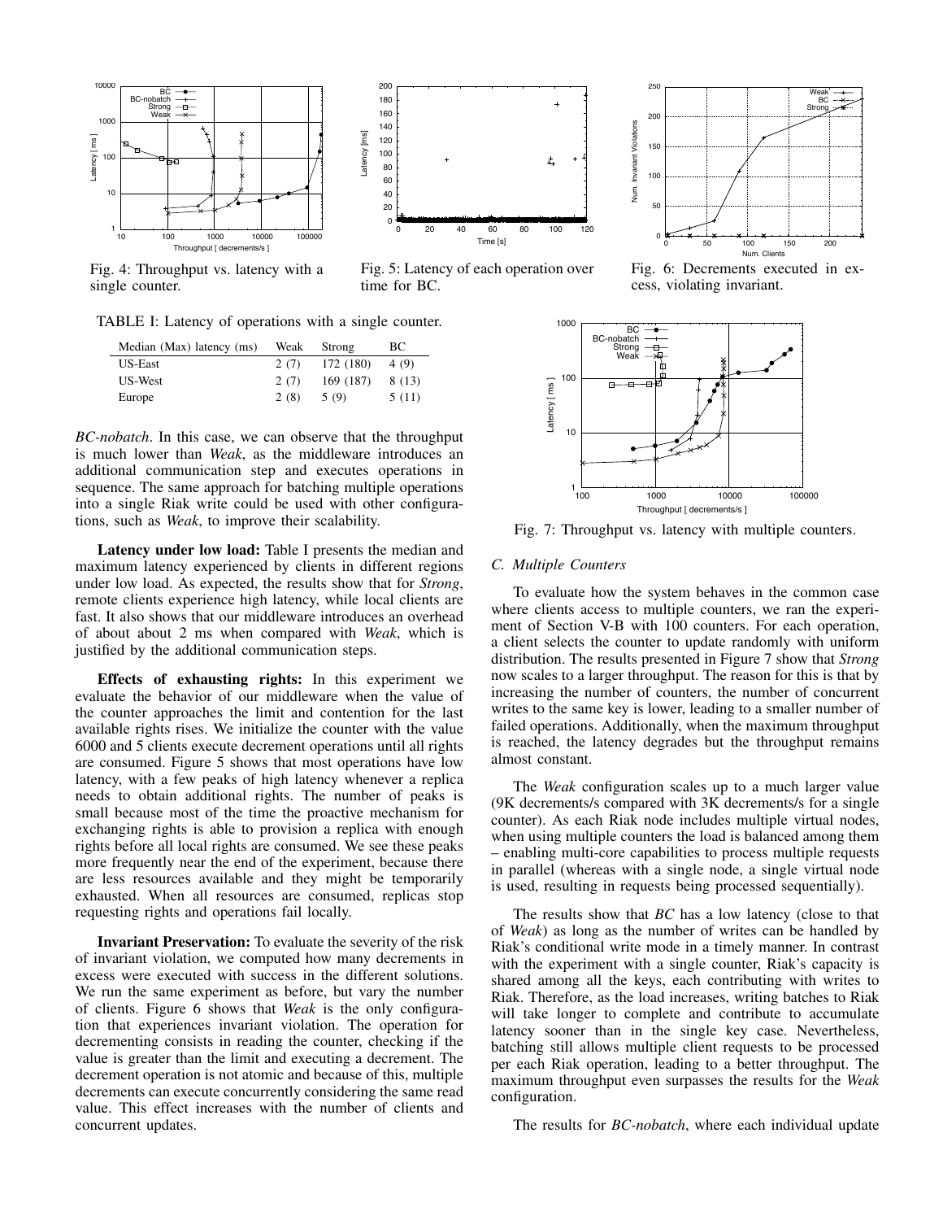Fig. 4: Throughput vs. latency with a single counter.

Fig. 5: Latency of each operation over time for BC.

Fig. 6: Decrements executed in excess, violating invariant.

TABLE I: Latency of operations with a single counter.

| Median (Max) latency (ms) | Weak | Strong | BC |
|---|---|---|---|
| US-East | 2 (7) | 172 (180) | 4 (9) |
| US-West | 2 (7) | 169 (187) | 8 (13) |
| Europe | 2 (8) | 5 (9) | 5 (11) |

*BC-nobatch*. In this case, we can observe that the throughput is much lower than *Weak*, as the middleware introduces an additional communication step and executes operations in sequence. The same approach for batching multiple operations into a single Riak write could be used with other configurations, such as *Weak*, to improve their scalability.

**Latency under low load:** Table I presents the median and maximum latency experienced by clients in different regions under low load. As expected, the results show that for *Strong*, remote clients experience high latency, while local clients are fast. It also shows that our middleware introduces an overhead of about about 2 ms when compared with *Weak*, which is justified by the additional communication steps.

**Effects of exhausting rights:** In this experiment we evaluate the behavior of our middleware when the value of the counter approaches the limit and contention for the last available rights rises. We initialize the counter with the value 6000 and 5 clients execute decrement operations until all rights are consumed. Figure 5 shows that most operations have low latency, with a few peaks of high latency whenever a replica needs to obtain additional rights. The number of peaks is small because most of the time the proactive mechanism for exchanging rights is able to provision a replica with enough rights before all local rights are consumed. We see these peaks more frequently near the end of the experiment, because there are less resources available and they might be temporarily exhausted. When all resources are consumed, replicas stop requesting rights and operations fail locally.

**Invariant Preservation:** To evaluate the severity of the risk of invariant violation, we computed how many decrements in excess were executed with success in the different solutions. We run the same experiment as before, but vary the number of clients. Figure 6 shows that *Weak* is the only configuration that experiences invariant violation. The operation for decrementing consists in reading the counter, checking if the value is greater than the limit and executing a decrement. The decrement operation is not atomic and because of this, multiple decrements can execute concurrently considering the same read value. This effect increases with the number of clients and concurrent updates.

Fig. 7: Throughput vs. latency with multiple counters.

### C. Multiple Counters

To evaluate how the system behaves in the common case where clients access to multiple counters, we ran the experiment of Section V-B with 100 counters. For each operation, a client selects the counter to update randomly with uniform distribution. The results presented in Figure 7 show that *Strong* now scales to a larger throughput. The reason for this is that by increasing the number of counters, the number of concurrent writes to the same key is lower, leading to a smaller number of failed operations. Additionally, when the maximum throughput is reached, the latency degrades but the throughput remains almost constant.

The *Weak* configuration scales up to a much larger value (9K decrements/s compared with 3K decrements/s for a single counter). As each Riak node includes multiple virtual nodes, when using multiple counters the load is balanced among them – enabling multi-core capabilities to process multiple requests in parallel (whereas with a single node, a single virtual node is used, resulting in requests being processed sequentially).

The results show that *BC* has a low latency (close to that of *Weak*) as long as the number of writes can be handled by Riak's conditional write mode in a timely manner. In contrast with the experiment with a single counter, Riak's capacity is shared among all the keys, each contributing with writes to Riak. Therefore, as the load increases, writing batches to Riak will take longer to complete and contribute to accumulate latency sooner than in the single key case. Nevertheless, batching still allows multiple client requests to be processed per each Riak operation, leading to a better throughput. The maximum throughput even surpasses the results for the *Weak* configuration.

The results for *BC-nobatch*, where each individual update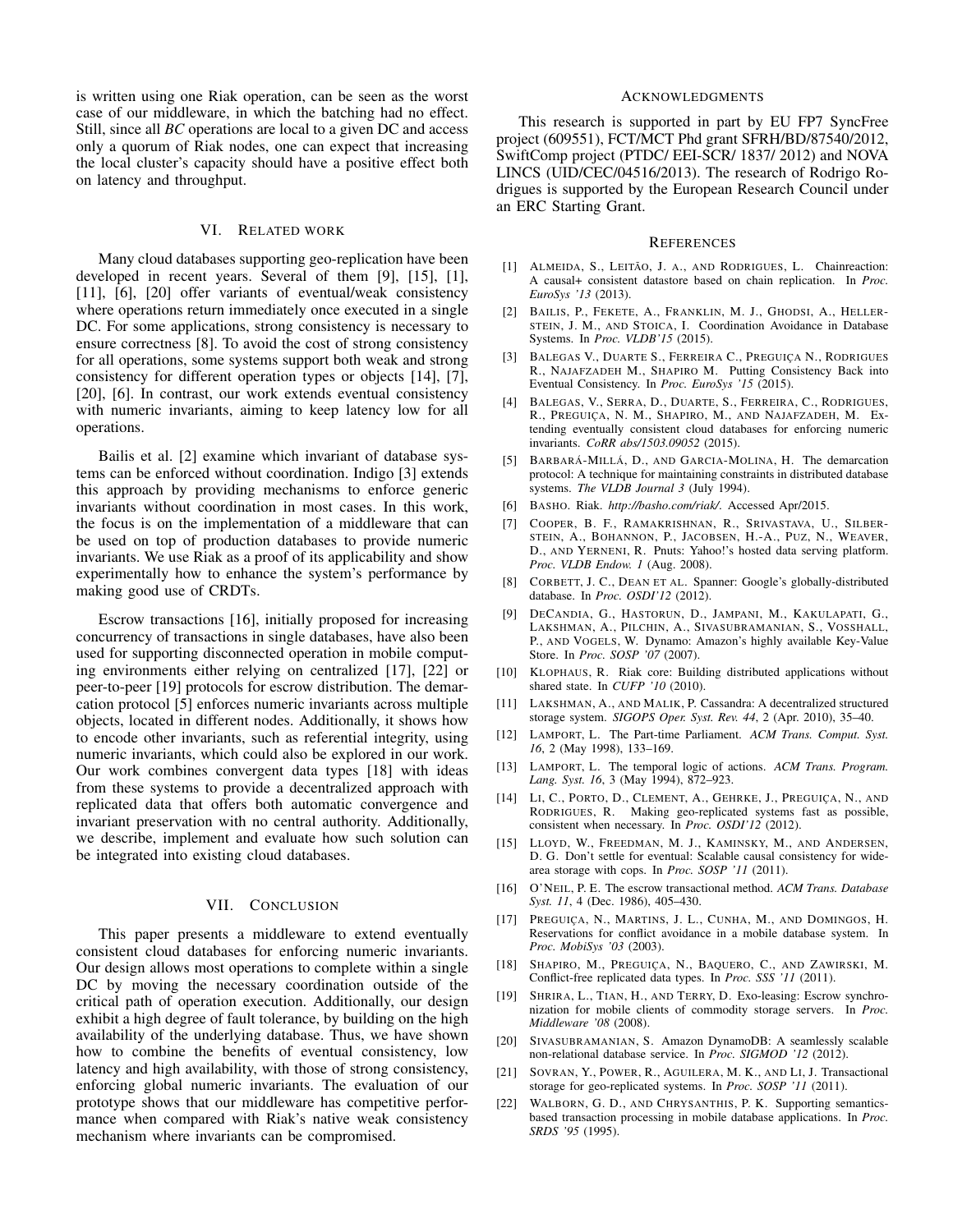is written using one Riak operation, can be seen as the worst case of our middleware, in which the batching had no effect. Still, since all *BC* operations are local to a given DC and access only a quorum of Riak nodes, one can expect that increasing the local cluster's capacity should have a positive effect both on latency and throughput.

## VI. Related work

Many cloud databases supporting geo-replication have been developed in recent years. Several of them [9], [15], [1], [11], [6], [20] offer variants of eventual/weak consistency where operations return immediately once executed in a single DC. For some applications, strong consistency is necessary to ensure correctness [8]. To avoid the cost of strong consistency for all operations, some systems support both weak and strong consistency for different operation types or objects [14], [7], [20], [6]. In contrast, our work extends eventual consistency with numeric invariants, aiming to keep latency low for all operations.

Bailis et al. [2] examine which invariant of database systems can be enforced without coordination. Indigo [3] extends this approach by providing mechanisms to enforce generic invariants without coordination in most cases. In this work, the focus is on the implementation of a middleware that can be used on top of production databases to provide numeric invariants. We use Riak as a proof of its applicability and show experimentally how to enhance the system's performance by making good use of CRDTs.

Escrow transactions [16], initially proposed for increasing concurrency of transactions in single databases, have also been used for supporting disconnected operation in mobile computing environments either relying on centralized [17], [22] or peer-to-peer [19] protocols for escrow distribution. The demarcation protocol [5] enforces numeric invariants across multiple objects, located in different nodes. Additionally, it shows how to encode other invariants, such as referential integrity, using numeric invariants, which could also be explored in our work. Our work combines convergent data types [18] with ideas from these systems to provide a decentralized approach with replicated data that offers both automatic convergence and invariant preservation with no central authority. Additionally, we describe, implement and evaluate how such solution can be integrated into existing cloud databases.

## VII. Conclusion

This paper presents a middleware to extend eventually consistent cloud databases for enforcing numeric invariants. Our design allows most operations to complete within a single DC by moving the necessary coordination outside of the critical path of operation execution. Additionally, our design exhibit a high degree of fault tolerance, by building on the high availability of the underlying database. Thus, we have shown how to combine the benefits of eventual consistency, low latency and high availability, with those of strong consistency, enforcing global numeric invariants. The evaluation of our prototype shows that our middleware has competitive performance when compared with Riak's native weak consistency mechanism where invariants can be compromised.

## Acknowledgments

This research is supported in part by EU FP7 SyncFree project (609551), FCT/MCT Phd grant SFRH/BD/87540/2012, SwiftComp project (PTDC/ EEI-SCR/ 1837/ 2012) and NOVA LINCS (UID/CEC/04516/2013). The research of Rodrigo Rodrigues is supported by the European Research Council under an ERC Starting Grant.

## References

[1] Almeida, S., Leitão, J. A., and Rodrigues, L. Chainreaction: A causal+ consistent datastore based on chain replication. In *Proc. EuroSys '13* (2013).

[2] Bailis, P., Fekete, A., Franklin, M. J., Ghodsi, A., Hellerstein, J. M., and Stoica, I. Coordination Avoidance in Database Systems. In *Proc. VLDB'15* (2015).

[3] Balegas V., Duarte S., Ferreira C., Preguiça N., Rodrigues R., Najafzadeh M., Shapiro M. Putting Consistency Back into Eventual Consistency. In *Proc. EuroSys '15* (2015).

[4] Balegas, V., Serra, D., Duarte, S., Ferreira, C., Rodrigues, R., Preguiça, N. M., Shapiro, M., and Najafzadeh, M. Extending eventually consistent cloud databases for enforcing numeric invariants. *CoRR abs/1503.09052* (2015).

[5] Barbará-Millá, D., and Garcia-Molina, H. The demarcation protocol: A technique for maintaining constraints in distributed database systems. *The VLDB Journal 3* (July 1994).

[6] Basho. Riak. *http://basho.com/riak/*. Accessed Apr/2015.

[7] Cooper, B. F., Ramakrishnan, R., Srivastava, U., Silberstein, A., Bohannon, P., Jacobsen, H.-A., Puz, N., Weaver, D., and Yerneni, R. Pnuts: Yahoo!'s hosted data serving platform. *Proc. VLDB Endow. 1* (Aug. 2008).

[8] Corbett, J. C., Dean et al. Spanner: Google's globally-distributed database. In *Proc. OSDI'12* (2012).

[9] DeCandia, G., Hastorun, D., Jampani, M., Kakulapati, G., Lakshman, A., Pilchin, A., Sivasubramanian, S., Vosshall, P., and Vogels, W. Dynamo: Amazon's highly available Key-Value Store. In *Proc. SOSP '07* (2007).

[10] Klophaus, R. Riak core: Building distributed applications without shared state. In *CUFP '10* (2010).

[11] Lakshman, A., and Malik, P. Cassandra: A decentralized structured storage system. *SIGOPS Oper. Syst. Rev. 44*, 2 (Apr. 2010), 35–40.

[12] Lamport, L. The Part-time Parliament. *ACM Trans. Comput. Syst. 16*, 2 (May 1998), 133–169.

[13] Lamport, L. The temporal logic of actions. *ACM Trans. Program. Lang. Syst. 16*, 3 (May 1994), 872–923.

[14] Li, C., Porto, D., Clement, A., Gehrke, J., Preguiça, N., and Rodrigues, R. Making geo-replicated systems fast as possible, consistent when necessary. In *Proc. OSDI'12* (2012).

[15] Lloyd, W., Freedman, M. J., Kaminsky, M., and Andersen, D. G. Don't settle for eventual: Scalable causal consistency for wide-area storage with cops. In *Proc. SOSP '11* (2011).

[16] O'Neil, P. E. The escrow transactional method. *ACM Trans. Database Syst. 11*, 4 (Dec. 1986), 405–430.

[17] Preguiça, N., Martins, J. L., Cunha, M., and Domingos, H. Reservations for conflict avoidance in a mobile database system. In *Proc. MobiSys '03* (2003).

[18] Shapiro, M., Preguiça, N., Baquero, C., and Zawirski, M. Conflict-free replicated data types. In *Proc. SSS '11* (2011).

[19] Shrira, L., Tian, H., and Terry, D. Exo-leasing: Escrow synchronization for mobile clients of commodity storage servers. In *Proc. Middleware '08* (2008).

[20] Sivasubramanian, S. Amazon DynamoDB: A seamlessly scalable non-relational database service. In *Proc. SIGMOD '12* (2012).

[21] Sovran, Y., Power, R., Aguilera, M. K., and Li, J. Transactional storage for geo-replicated systems. In *Proc. SOSP '11* (2011).

[22] Walborn, G. D., and Chrysanthis, P. K. Supporting semantics-based transaction processing in mobile database applications. In *Proc. SRDS '95* (1995).